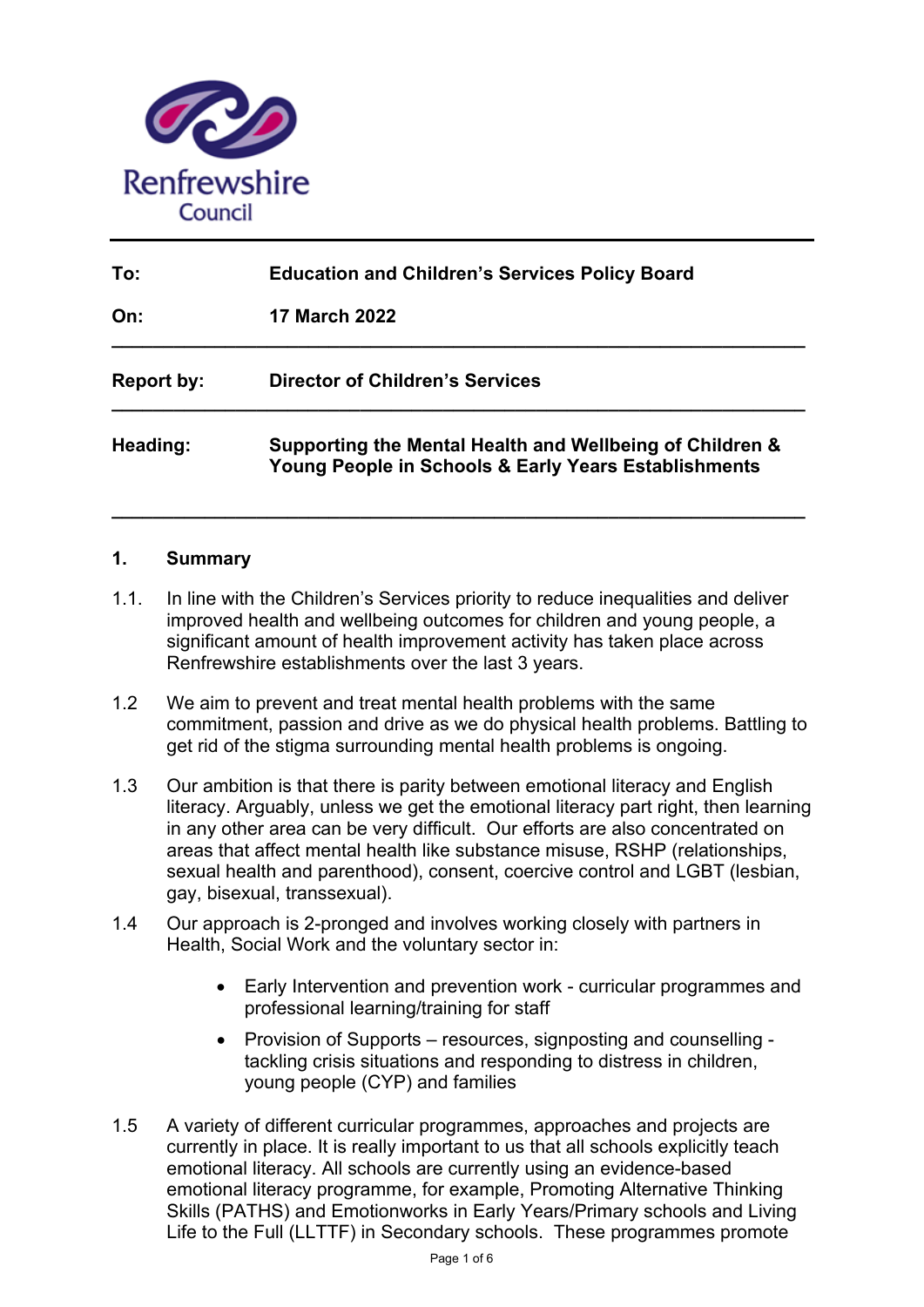Renfrewshire Council

| | |
|---|---|
| **To:** | **Education and Children's Services Policy Board** |
| **On:** | **17 March 2022** |
| **Report by:** | **Director of Children's Services** |
| **Heading:** | **Supporting the Mental Health and Wellbeing of Children & Young People in Schools & Early Years Establishments** |

## 1. Summary

1.1. In line with the Children's Services priority to reduce inequalities and deliver improved health and wellbeing outcomes for children and young people, a significant amount of health improvement activity has taken place across Renfrewshire establishments over the last 3 years.

1.2 We aim to prevent and treat mental health problems with the same commitment, passion and drive as we do physical health problems. Battling to get rid of the stigma surrounding mental health problems is ongoing.

1.3 Our ambition is that there is parity between emotional literacy and English literacy. Arguably, unless we get the emotional literacy part right, then learning in any other area can be very difficult. Our efforts are also concentrated on areas that affect mental health like substance misuse, RSHP (relationships, sexual health and parenthood), consent, coercive control and LGBT (lesbian, gay, bisexual, transsexual).

1.4 Our approach is 2-pronged and involves working closely with partners in Health, Social Work and the voluntary sector in:

- Early Intervention and prevention work - curricular programmes and professional learning/training for staff
- Provision of Supports – resources, signposting and counselling - tackling crisis situations and responding to distress in children, young people (CYP) and families

1.5 A variety of different curricular programmes, approaches and projects are currently in place. It is really important to us that all schools explicitly teach emotional literacy. All schools are currently using an evidence-based emotional literacy programme, for example, Promoting Alternative Thinking Skills (PATHS) and Emotionworks in Early Years/Primary schools and Living Life to the Full (LLTTF) in Secondary schools. These programmes promote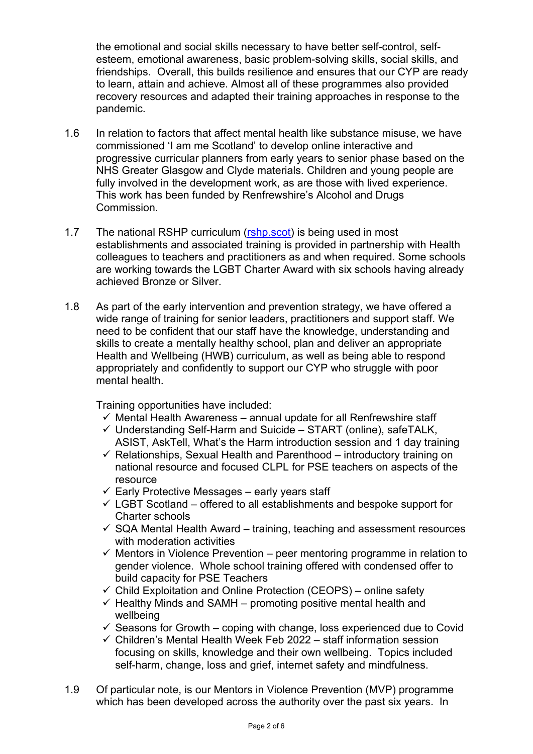the emotional and social skills necessary to have better self-control, self-esteem, emotional awareness, basic problem-solving skills, social skills, and friendships. Overall, this builds resilience and ensures that our CYP are ready to learn, attain and achieve. Almost all of these programmes also provided recovery resources and adapted their training approaches in response to the pandemic.

1.6 In relation to factors that affect mental health like substance misuse, we have commissioned 'I am me Scotland' to develop online interactive and progressive curricular planners from early years to senior phase based on the NHS Greater Glasgow and Clyde materials. Children and young people are fully involved in the development work, as are those with lived experience. This work has been funded by Renfrewshire's Alcohol and Drugs Commission.

1.7 The national RSHP curriculum ([rshp.scot](rshp.scot)) is being used in most establishments and associated training is provided in partnership with Health colleagues to teachers and practitioners as and when required. Some schools are working towards the LGBT Charter Award with six schools having already achieved Bronze or Silver.

1.8 As part of the early intervention and prevention strategy, we have offered a wide range of training for senior leaders, practitioners and support staff. We need to be confident that our staff have the knowledge, understanding and skills to create a mentally healthy school, plan and deliver an appropriate Health and Wellbeing (HWB) curriculum, as well as being able to respond appropriately and confidently to support our CYP who struggle with poor mental health.

Training opportunities have included:

- ✓ Mental Health Awareness – annual update for all Renfrewshire staff
- ✓ Understanding Self-Harm and Suicide – START (online), safeTALK, ASIST, AskTell, What's the Harm introduction session and 1 day training
- ✓ Relationships, Sexual Health and Parenthood – introductory training on national resource and focused CLPL for PSE teachers on aspects of the resource
- ✓ Early Protective Messages – early years staff
- ✓ LGBT Scotland – offered to all establishments and bespoke support for Charter schools
- ✓ SQA Mental Health Award – training, teaching and assessment resources with moderation activities
- ✓ Mentors in Violence Prevention – peer mentoring programme in relation to gender violence. Whole school training offered with condensed offer to build capacity for PSE Teachers
- ✓ Child Exploitation and Online Protection (CEOPS) – online safety
- ✓ Healthy Minds and SAMH – promoting positive mental health and wellbeing
- ✓ Seasons for Growth – coping with change, loss experienced due to Covid
- ✓ Children's Mental Health Week Feb 2022 – staff information session focusing on skills, knowledge and their own wellbeing. Topics included self-harm, change, loss and grief, internet safety and mindfulness.

1.9 Of particular note, is our Mentors in Violence Prevention (MVP) programme which has been developed across the authority over the past six years. In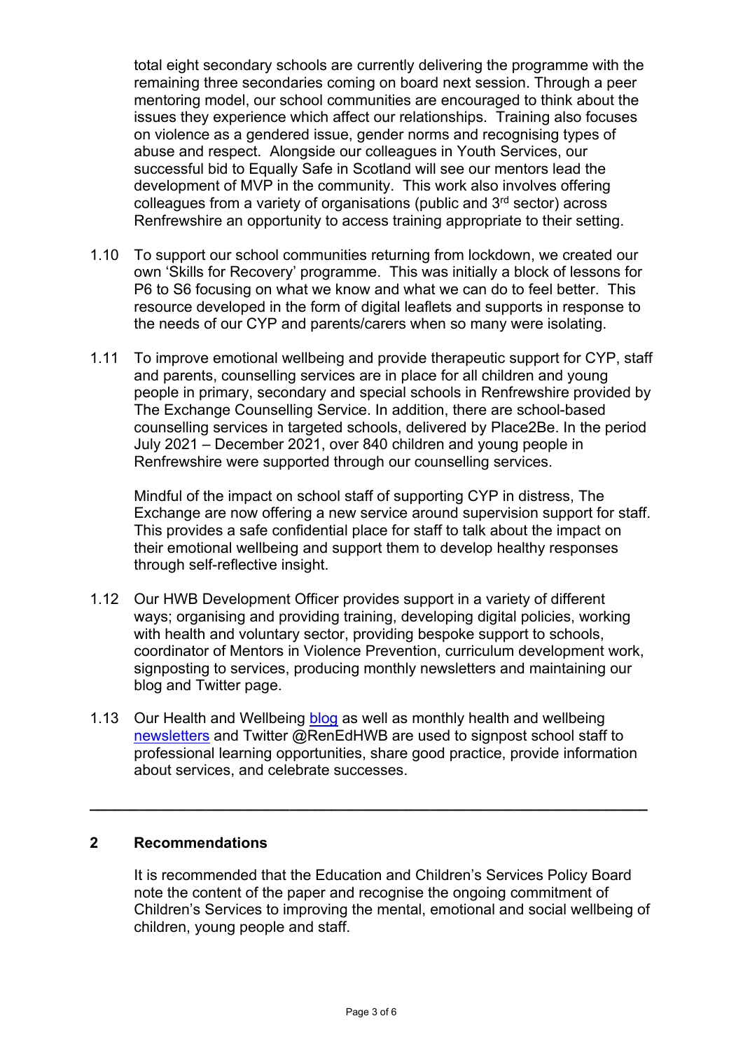total eight secondary schools are currently delivering the programme with the remaining three secondaries coming on board next session. Through a peer mentoring model, our school communities are encouraged to think about the issues they experience which affect our relationships. Training also focuses on violence as a gendered issue, gender norms and recognising types of abuse and respect. Alongside our colleagues in Youth Services, our successful bid to Equally Safe in Scotland will see our mentors lead the development of MVP in the community. This work also involves offering colleagues from a variety of organisations (public and 3rd sector) across Renfrewshire an opportunity to access training appropriate to their setting.

1.10 To support our school communities returning from lockdown, we created our own 'Skills for Recovery' programme. This was initially a block of lessons for P6 to S6 focusing on what we know and what we can do to feel better. This resource developed in the form of digital leaflets and supports in response to the needs of our CYP and parents/carers when so many were isolating.

1.11 To improve emotional wellbeing and provide therapeutic support for CYP, staff and parents, counselling services are in place for all children and young people in primary, secondary and special schools in Renfrewshire provided by The Exchange Counselling Service. In addition, there are school-based counselling services in targeted schools, delivered by Place2Be. In the period July 2021 – December 2021, over 840 children and young people in Renfrewshire were supported through our counselling services.

Mindful of the impact on school staff of supporting CYP in distress, The Exchange are now offering a new service around supervision support for staff. This provides a safe confidential place for staff to talk about the impact on their emotional wellbeing and support them to develop healthy responses through self-reflective insight.

1.12 Our HWB Development Officer provides support in a variety of different ways; organising and providing training, developing digital policies, working with health and voluntary sector, providing bespoke support to schools, coordinator of Mentors in Violence Prevention, curriculum development work, signposting to services, producing monthly newsletters and maintaining our blog and Twitter page.

1.13 Our Health and Wellbeing blog as well as monthly health and wellbeing newsletters and Twitter @RenEdHWB are used to signpost school staff to professional learning opportunities, share good practice, provide information about services, and celebrate successes.

---

## 2 Recommendations

It is recommended that the Education and Children's Services Policy Board note the content of the paper and recognise the ongoing commitment of Children's Services to improving the mental, emotional and social wellbeing of children, young people and staff.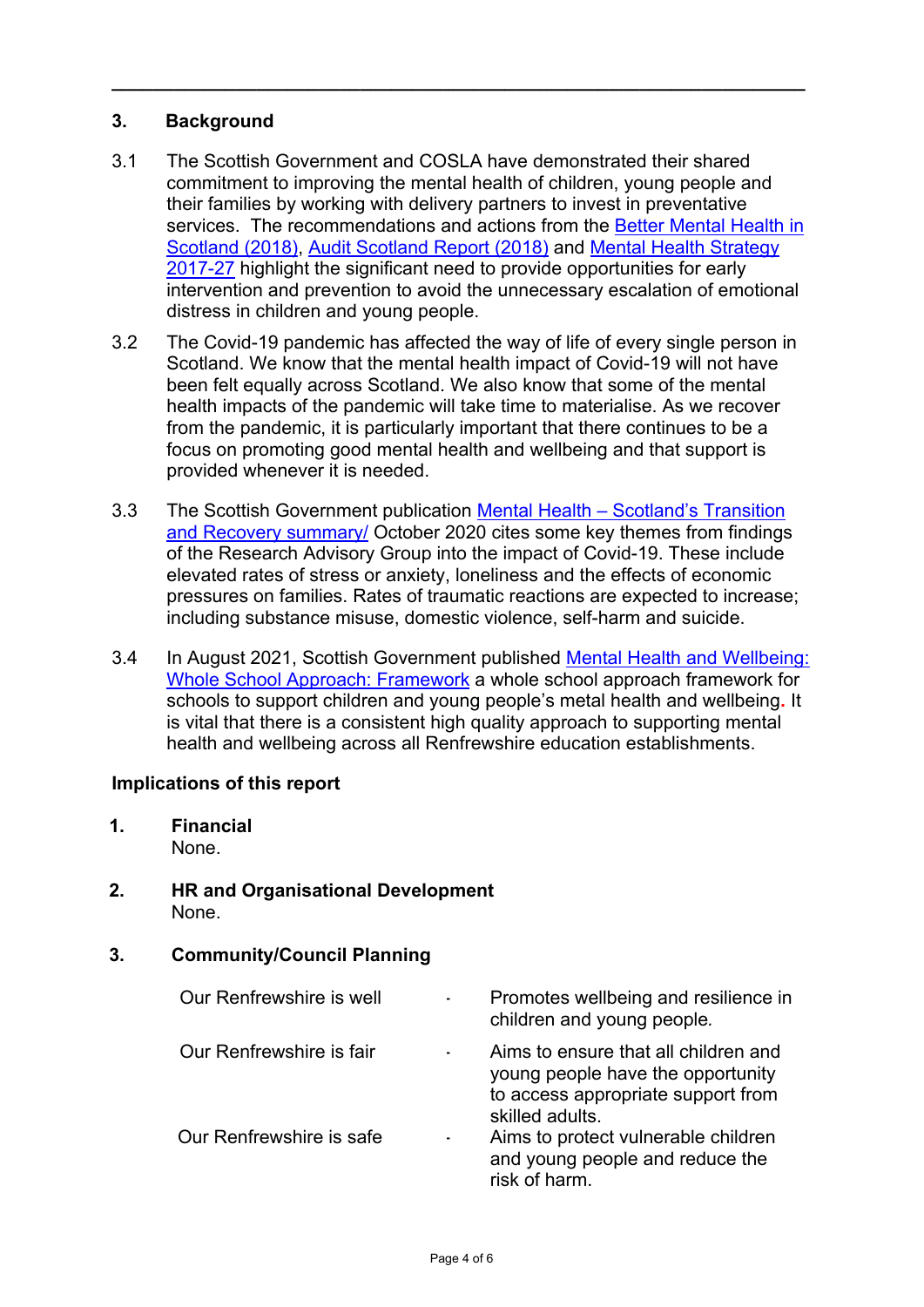## 3. Background

3.1 The Scottish Government and COSLA have demonstrated their shared commitment to improving the mental health of children, young people and their families by working with delivery partners to invest in preventative services. The recommendations and actions from the Better Mental Health in Scotland (2018), Audit Scotland Report (2018) and Mental Health Strategy 2017-27 highlight the significant need to provide opportunities for early intervention and prevention to avoid the unnecessary escalation of emotional distress in children and young people.

3.2 The Covid-19 pandemic has affected the way of life of every single person in Scotland. We know that the mental health impact of Covid-19 will not have been felt equally across Scotland. We also know that some of the mental health impacts of the pandemic will take time to materialise. As we recover from the pandemic, it is particularly important that there continues to be a focus on promoting good mental health and wellbeing and that support is provided whenever it is needed.

3.3 The Scottish Government publication Mental Health – Scotland's Transition and Recovery summary/ October 2020 cites some key themes from findings of the Research Advisory Group into the impact of Covid-19. These include elevated rates of stress or anxiety, loneliness and the effects of economic pressures on families. Rates of traumatic reactions are expected to increase; including substance misuse, domestic violence, self-harm and suicide.

3.4 In August 2021, Scottish Government published Mental Health and Wellbeing: Whole School Approach: Framework a whole school approach framework for schools to support children and young people's metal health and wellbeing. It is vital that there is a consistent high quality approach to supporting mental health and wellbeing across all Renfrewshire education establishments.

### Implications of this report

**1. Financial**
None.

**2. HR and Organisational Development**
None.

**3. Community/Council Planning**

| | | |
|---|---|---|
| Our Renfrewshire is well | - | Promotes wellbeing and resilience in children and young people. |
| Our Renfrewshire is fair | - | Aims to ensure that all children and young people have the opportunity to access appropriate support from skilled adults. |
| Our Renfrewshire is safe | - | Aims to protect vulnerable children and young people and reduce the risk of harm. |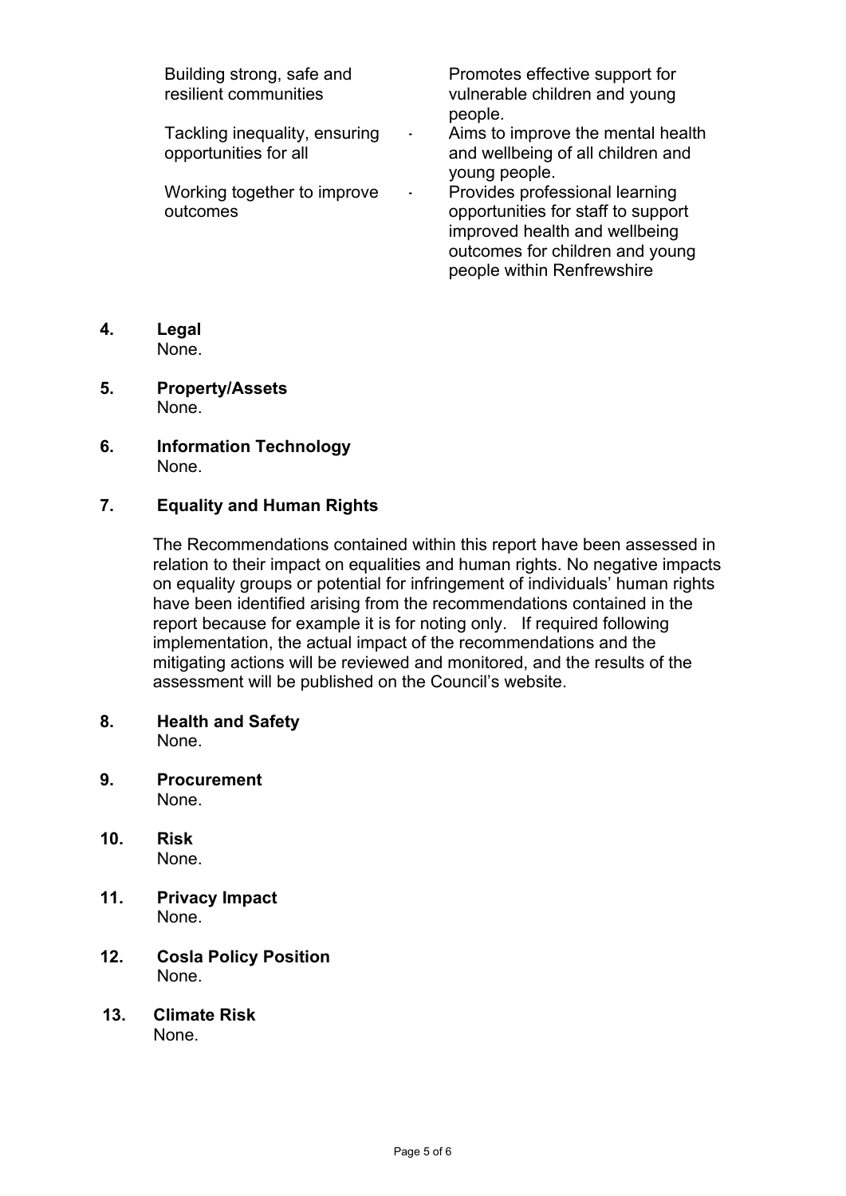| | | |
|---|---|---|
| Building strong, safe and resilient communities | | Promotes effective support for vulnerable children and young people. |
| Tackling inequality, ensuring opportunities for all | - | Aims to improve the mental health and wellbeing of all children and young people. |
| Working together to improve outcomes | - | Provides professional learning opportunities for staff to support improved health and wellbeing outcomes for children and young people within Renfrewshire |

**4. Legal**
None.

**5. Property/Assets**
None.

**6. Information Technology**
None.

**7. Equality and Human Rights**

The Recommendations contained within this report have been assessed in relation to their impact on equalities and human rights. No negative impacts on equality groups or potential for infringement of individuals' human rights have been identified arising from the recommendations contained in the report because for example it is for noting only. If required following implementation, the actual impact of the recommendations and the mitigating actions will be reviewed and monitored, and the results of the assessment will be published on the Council's website.

**8. Health and Safety**
None.

**9. Procurement**
None.

**10. Risk**
None.

**11. Privacy Impact**
None.

**12. Cosla Policy Position**
None.

**13. Climate Risk**
None.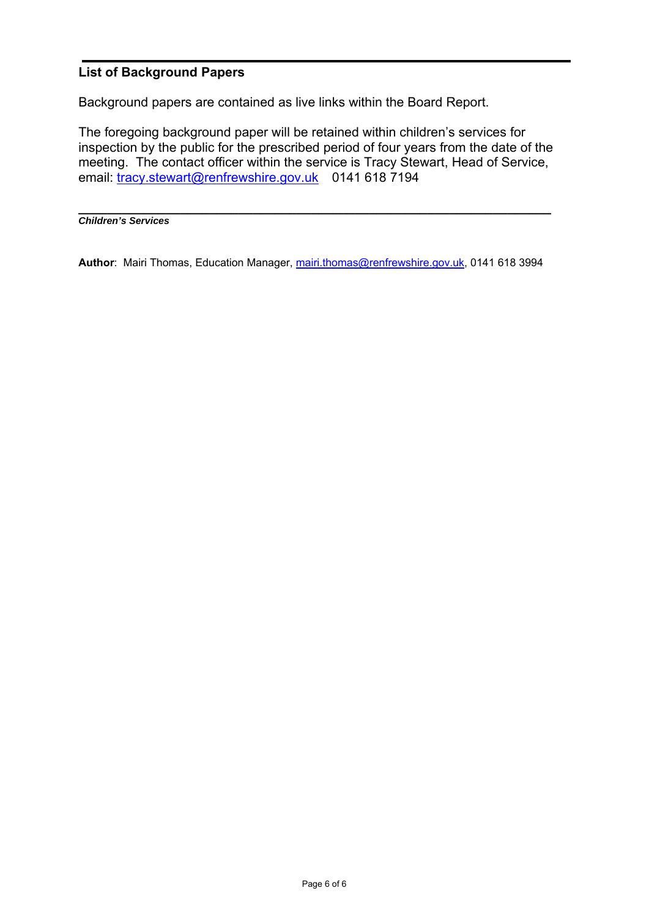## List of Background Papers

Background papers are contained as live links within the Board Report.

The foregoing background paper will be retained within children's services for inspection by the public for the prescribed period of four years from the date of the meeting. The contact officer within the service is Tracy Stewart, Head of Service, email: tracy.stewart@renfrewshire.gov.uk 0141 618 7194

***Children's Services***

**Author**: Mairi Thomas, Education Manager, mairi.thomas@renfrewshire.gov.uk, 0141 618 3994